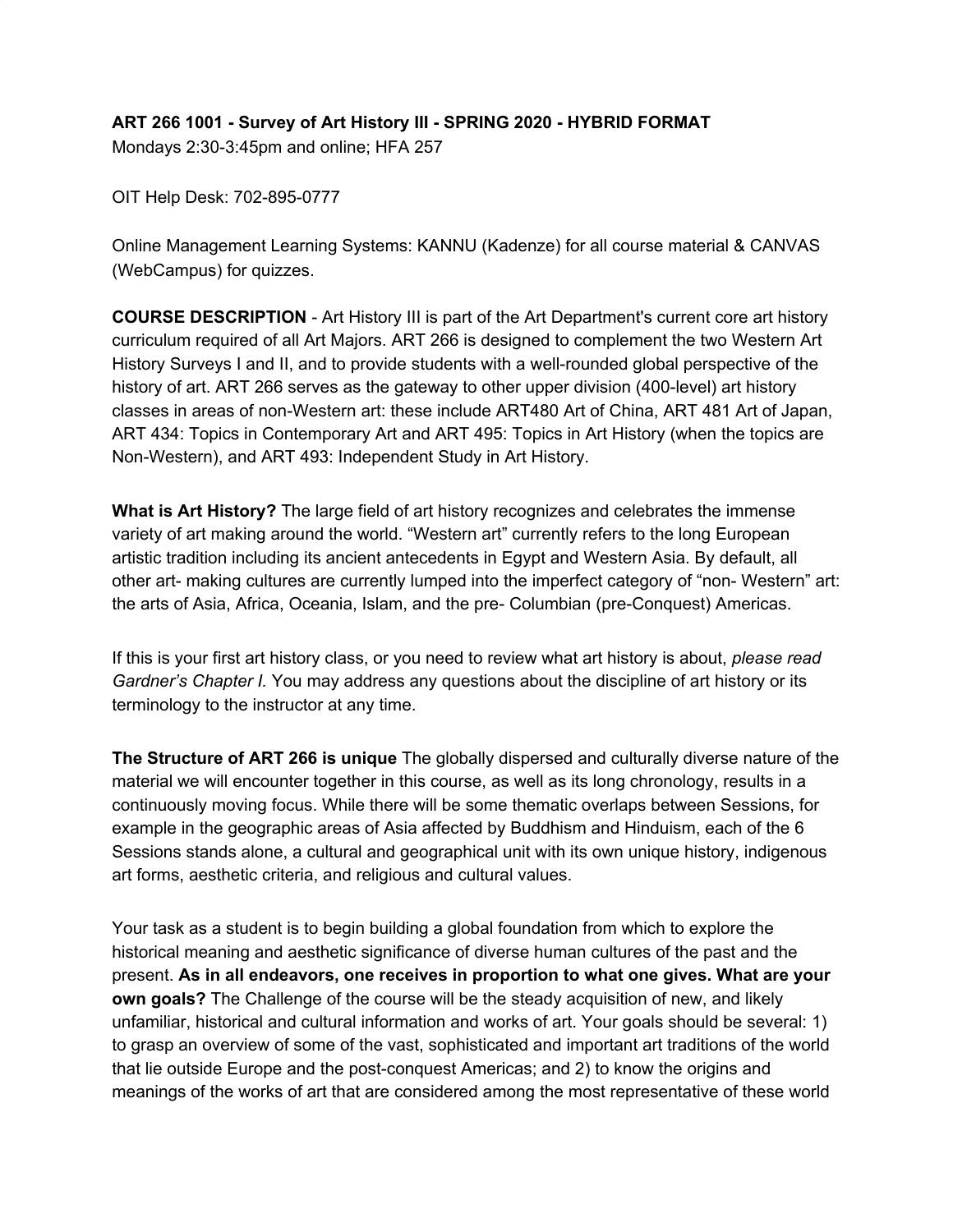**ART 266 1001 - Survey of Art History III - SPRING 2020 - HYBRID FORMAT**
Mondays 2:30-3:45pm and online; HFA 257

OIT Help Desk: 702-895-0777

Online Management Learning Systems: KANNU (Kadenze) for all course material & CANVAS (WebCampus) for quizzes.

**COURSE DESCRIPTION** - Art History III is part of the Art Department's current core art history curriculum required of all Art Majors. ART 266 is designed to complement the two Western Art History Surveys I and II, and to provide students with a well-rounded global perspective of the history of art. ART 266 serves as the gateway to other upper division (400-level) art history classes in areas of non-Western art: these include ART480 Art of China, ART 481 Art of Japan, ART 434: Topics in Contemporary Art and ART 495: Topics in Art History (when the topics are Non-Western), and ART 493: Independent Study in Art History.

**What is Art History?** The large field of art history recognizes and celebrates the immense variety of art making around the world. "Western art" currently refers to the long European artistic tradition including its ancient antecedents in Egypt and Western Asia. By default, all other art- making cultures are currently lumped into the imperfect category of "non- Western" art: the arts of Asia, Africa, Oceania, Islam, and the pre- Columbian (pre-Conquest) Americas.

If this is your first art history class, or you need to review what art history is about, *please read Gardner's Chapter I.* You may address any questions about the discipline of art history or its terminology to the instructor at any time.

**The Structure of ART 266 is unique** The globally dispersed and culturally diverse nature of the material we will encounter together in this course, as well as its long chronology, results in a continuously moving focus. While there will be some thematic overlaps between Sessions, for example in the geographic areas of Asia affected by Buddhism and Hinduism, each of the 6 Sessions stands alone, a cultural and geographical unit with its own unique history, indigenous art forms, aesthetic criteria, and religious and cultural values.

Your task as a student is to begin building a global foundation from which to explore the historical meaning and aesthetic significance of diverse human cultures of the past and the present. **As in all endeavors, one receives in proportion to what one gives. What are your own goals?** The Challenge of the course will be the steady acquisition of new, and likely unfamiliar, historical and cultural information and works of art. Your goals should be several: 1) to grasp an overview of some of the vast, sophisticated and important art traditions of the world that lie outside Europe and the post-conquest Americas; and 2) to know the origins and meanings of the works of art that are considered among the most representative of these world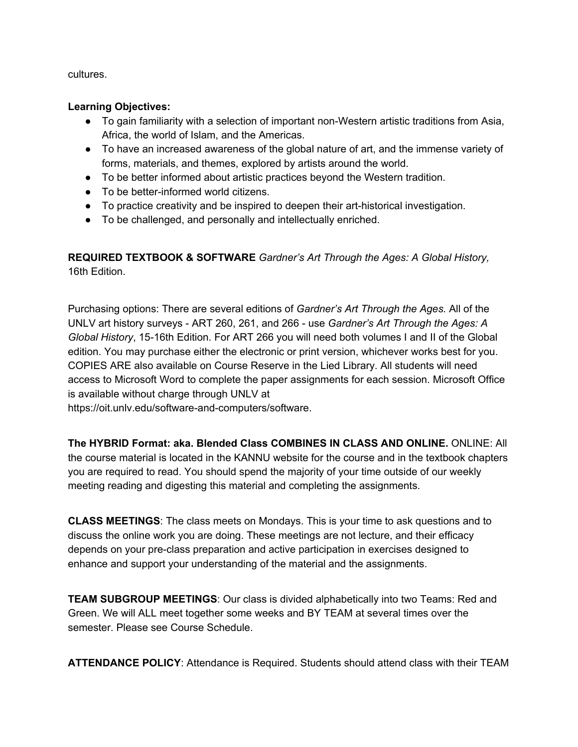cultures.

**Learning Objectives:**

- To gain familiarity with a selection of important non-Western artistic traditions from Asia, Africa, the world of Islam, and the Americas.
- To have an increased awareness of the global nature of art, and the immense variety of forms, materials, and themes, explored by artists around the world.
- To be better informed about artistic practices beyond the Western tradition.
- To be better-informed world citizens.
- To practice creativity and be inspired to deepen their art-historical investigation.
- To be challenged, and personally and intellectually enriched.

**REQUIRED TEXTBOOK & SOFTWARE** *Gardner's Art Through the Ages: A Global History,* 16th Edition.

Purchasing options: There are several editions of *Gardner's Art Through the Ages.* All of the UNLV art history surveys - ART 260, 261, and 266 - use *Gardner's Art Through the Ages: A Global History*, 15-16th Edition. For ART 266 you will need both volumes I and II of the Global edition. You may purchase either the electronic or print version, whichever works best for you. COPIES ARE also available on Course Reserve in the Lied Library. All students will need access to Microsoft Word to complete the paper assignments for each session. Microsoft Office is available without charge through UNLV at https://oit.unlv.edu/software-and-computers/software.

**The HYBRID Format: aka. Blended Class COMBINES IN CLASS AND ONLINE.** ONLINE: All the course material is located in the KANNU website for the course and in the textbook chapters you are required to read. You should spend the majority of your time outside of our weekly meeting reading and digesting this material and completing the assignments.

**CLASS MEETINGS**: The class meets on Mondays. This is your time to ask questions and to discuss the online work you are doing. These meetings are not lecture, and their efficacy depends on your pre-class preparation and active participation in exercises designed to enhance and support your understanding of the material and the assignments.

**TEAM SUBGROUP MEETINGS**: Our class is divided alphabetically into two Teams: Red and Green. We will ALL meet together some weeks and BY TEAM at several times over the semester. Please see Course Schedule.

**ATTENDANCE POLICY**: Attendance is Required. Students should attend class with their TEAM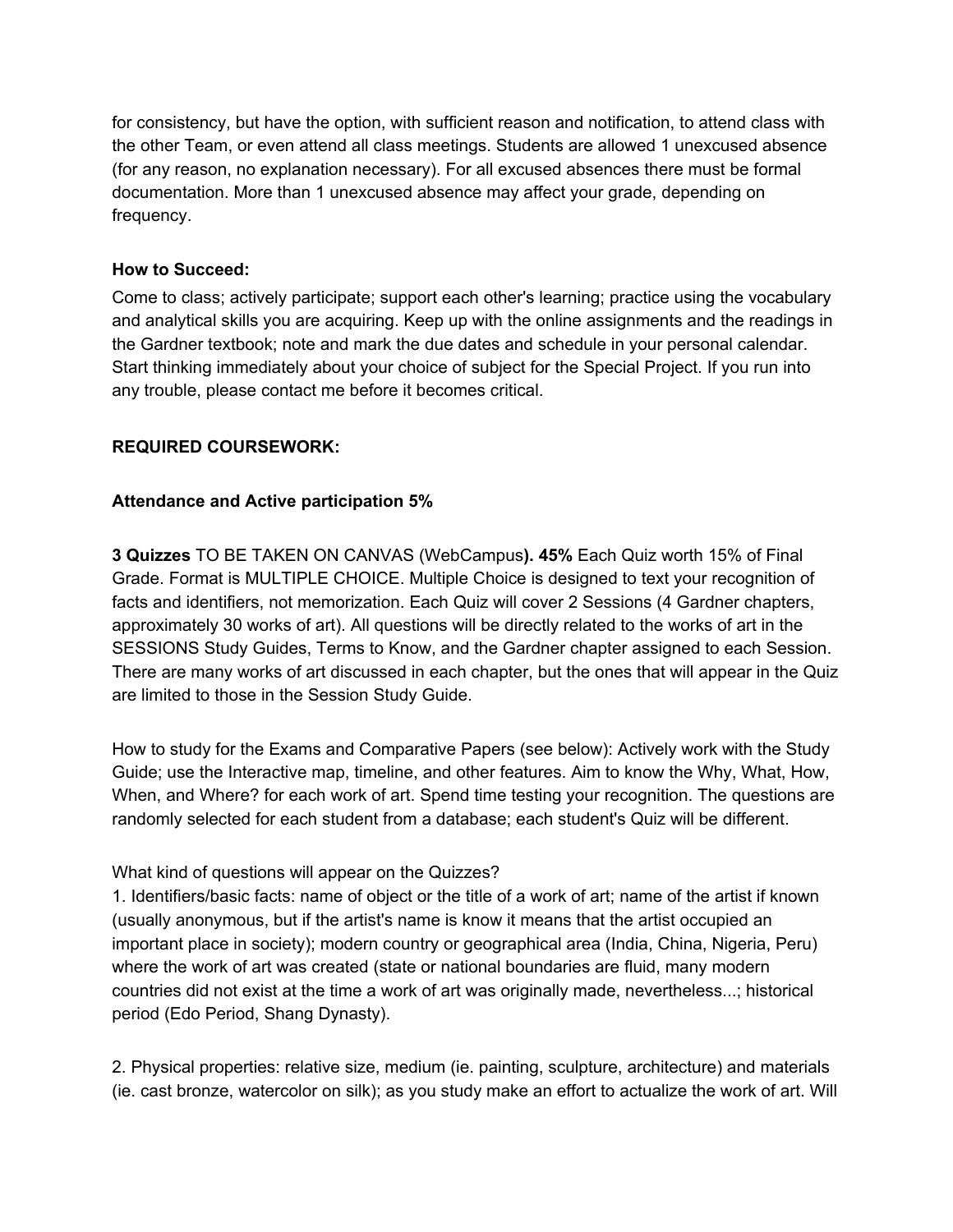for consistency, but have the option, with sufficient reason and notification, to attend class with the other Team, or even attend all class meetings. Students are allowed 1 unexcused absence (for any reason, no explanation necessary). For all excused absences there must be formal documentation. More than 1 unexcused absence may affect your grade, depending on frequency.

**How to Succeed:**
Come to class; actively participate; support each other's learning; practice using the vocabulary and analytical skills you are acquiring. Keep up with the online assignments and the readings in the Gardner textbook; note and mark the due dates and schedule in your personal calendar. Start thinking immediately about your choice of subject for the Special Project. If you run into any trouble, please contact me before it becomes critical.

**REQUIRED COURSEWORK:**

**Attendance and Active participation 5%**

**3 Quizzes** TO BE TAKEN ON CANVAS (WebCampus**). 45%** Each Quiz worth 15% of Final Grade. Format is MULTIPLE CHOICE. Multiple Choice is designed to text your recognition of facts and identifiers, not memorization. Each Quiz will cover 2 Sessions (4 Gardner chapters, approximately 30 works of art). All questions will be directly related to the works of art in the SESSIONS Study Guides, Terms to Know, and the Gardner chapter assigned to each Session. There are many works of art discussed in each chapter, but the ones that will appear in the Quiz are limited to those in the Session Study Guide.

How to study for the Exams and Comparative Papers (see below): Actively work with the Study Guide; use the Interactive map, timeline, and other features. Aim to know the Why, What, How, When, and Where? for each work of art. Spend time testing your recognition. The questions are randomly selected for each student from a database; each student's Quiz will be different.

What kind of questions will appear on the Quizzes?
1. Identifiers/basic facts: name of object or the title of a work of art; name of the artist if known (usually anonymous, but if the artist's name is know it means that the artist occupied an important place in society); modern country or geographical area (India, China, Nigeria, Peru) where the work of art was created (state or national boundaries are fluid, many modern countries did not exist at the time a work of art was originally made, nevertheless...; historical period (Edo Period, Shang Dynasty).

2. Physical properties: relative size, medium (ie. painting, sculpture, architecture) and materials (ie. cast bronze, watercolor on silk); as you study make an effort to actualize the work of art. Will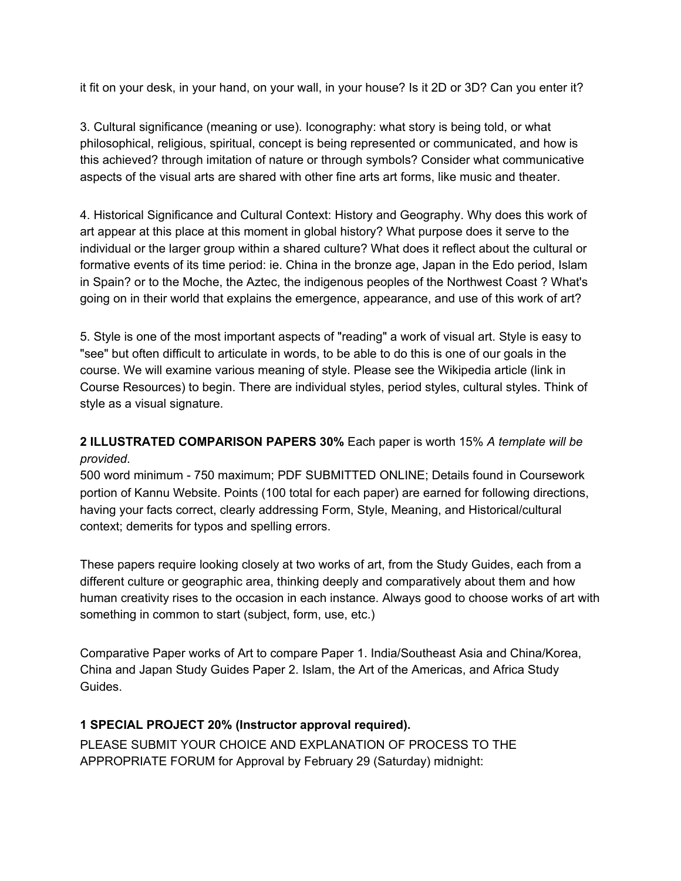it fit on your desk, in your hand, on your wall, in your house? Is it 2D or 3D? Can you enter it?

3. Cultural significance (meaning or use). Iconography: what story is being told, or what philosophical, religious, spiritual, concept is being represented or communicated, and how is this achieved? through imitation of nature or through symbols? Consider what communicative aspects of the visual arts are shared with other fine arts art forms, like music and theater.

4. Historical Significance and Cultural Context: History and Geography. Why does this work of art appear at this place at this moment in global history? What purpose does it serve to the individual or the larger group within a shared culture? What does it reflect about the cultural or formative events of its time period: ie. China in the bronze age, Japan in the Edo period, Islam in Spain? or to the Moche, the Aztec, the indigenous peoples of the Northwest Coast ? What's going on in their world that explains the emergence, appearance, and use of this work of art?

5. Style is one of the most important aspects of "reading" a work of visual art. Style is easy to "see" but often difficult to articulate in words, to be able to do this is one of our goals in the course. We will examine various meaning of style. Please see the Wikipedia article (link in Course Resources) to begin. There are individual styles, period styles, cultural styles. Think of style as a visual signature.

**2 ILLUSTRATED COMPARISON PAPERS 30%** Each paper is worth 15% *A template will be provided*.
500 word minimum - 750 maximum; PDF SUBMITTED ONLINE; Details found in Coursework portion of Kannu Website. Points (100 total for each paper) are earned for following directions, having your facts correct, clearly addressing Form, Style, Meaning, and Historical/cultural context; demerits for typos and spelling errors.

These papers require looking closely at two works of art, from the Study Guides, each from a different culture or geographic area, thinking deeply and comparatively about them and how human creativity rises to the occasion in each instance. Always good to choose works of art with something in common to start (subject, form, use, etc.)

Comparative Paper works of Art to compare Paper 1. India/Southeast Asia and China/Korea, China and Japan Study Guides Paper 2. Islam, the Art of the Americas, and Africa Study Guides.

**1 SPECIAL PROJECT 20% (Instructor approval required).**
PLEASE SUBMIT YOUR CHOICE AND EXPLANATION OF PROCESS TO THE APPROPRIATE FORUM for Approval by February 29 (Saturday) midnight: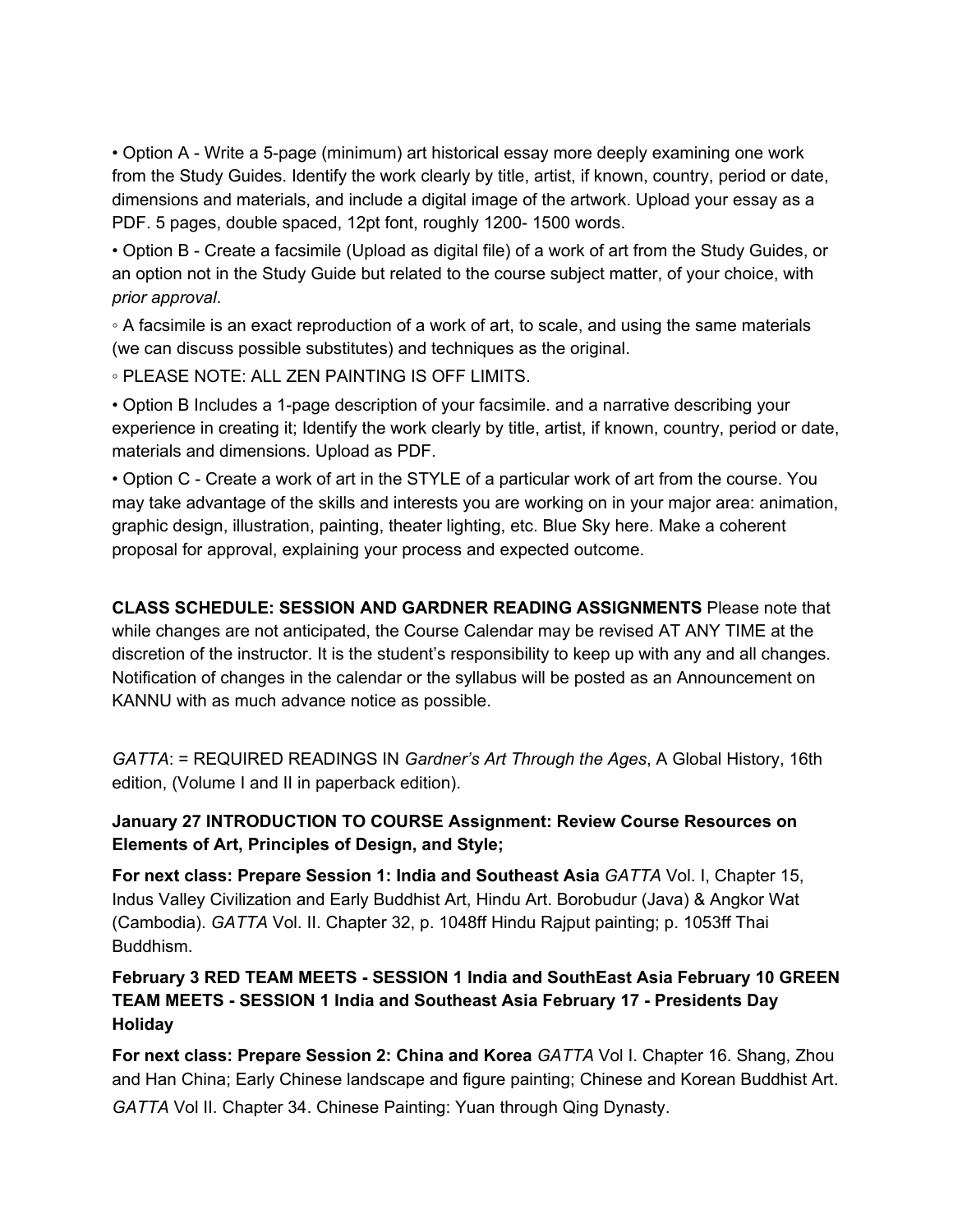- Option A - Write a 5-page (minimum) art historical essay more deeply examining one work from the Study Guides. Identify the work clearly by title, artist, if known, country, period or date, dimensions and materials, and include a digital image of the artwork. Upload your essay as a PDF. 5 pages, double spaced, 12pt font, roughly 1200- 1500 words.
- Option B - Create a facsimile (Upload as digital file) of a work of art from the Study Guides, or an option not in the Study Guide but related to the course subject matter, of your choice, with *prior approval*.
  - A facsimile is an exact reproduction of a work of art, to scale, and using the same materials (we can discuss possible substitutes) and techniques as the original.
  - PLEASE NOTE: ALL ZEN PAINTING IS OFF LIMITS.
- Option B Includes a 1-page description of your facsimile. and a narrative describing your experience in creating it; Identify the work clearly by title, artist, if known, country, period or date, materials and dimensions. Upload as PDF.
- Option C - Create a work of art in the STYLE of a particular work of art from the course. You may take advantage of the skills and interests you are working on in your major area: animation, graphic design, illustration, painting, theater lighting, etc. Blue Sky here. Make a coherent proposal for approval, explaining your process and expected outcome.

**CLASS SCHEDULE: SESSION AND GARDNER READING ASSIGNMENTS** Please note that while changes are not anticipated, the Course Calendar may be revised AT ANY TIME at the discretion of the instructor. It is the student's responsibility to keep up with any and all changes. Notification of changes in the calendar or the syllabus will be posted as an Announcement on KANNU with as much advance notice as possible.

*GATTA*: = REQUIRED READINGS IN *Gardner's Art Through the Ages*, A Global History, 16th edition, (Volume I and II in paperback edition).

**January 27 INTRODUCTION TO COURSE Assignment: Review Course Resources on Elements of Art, Principles of Design, and Style;**

**For next class: Prepare Session 1: India and Southeast Asia** *GATTA* Vol. I, Chapter 15, Indus Valley Civilization and Early Buddhist Art, Hindu Art. Borobudur (Java) & Angkor Wat (Cambodia). *GATTA* Vol. II. Chapter 32, p. 1048ff Hindu Rajput painting; p. 1053ff Thai Buddhism.

**February 3 RED TEAM MEETS - SESSION 1 India and SouthEast Asia February 10 GREEN TEAM MEETS - SESSION 1 India and Southeast Asia February 17 - Presidents Day Holiday**

**For next class: Prepare Session 2: China and Korea** *GATTA* Vol I. Chapter 16. Shang, Zhou and Han China; Early Chinese landscape and figure painting; Chinese and Korean Buddhist Art. *GATTA* Vol II. Chapter 34. Chinese Painting: Yuan through Qing Dynasty.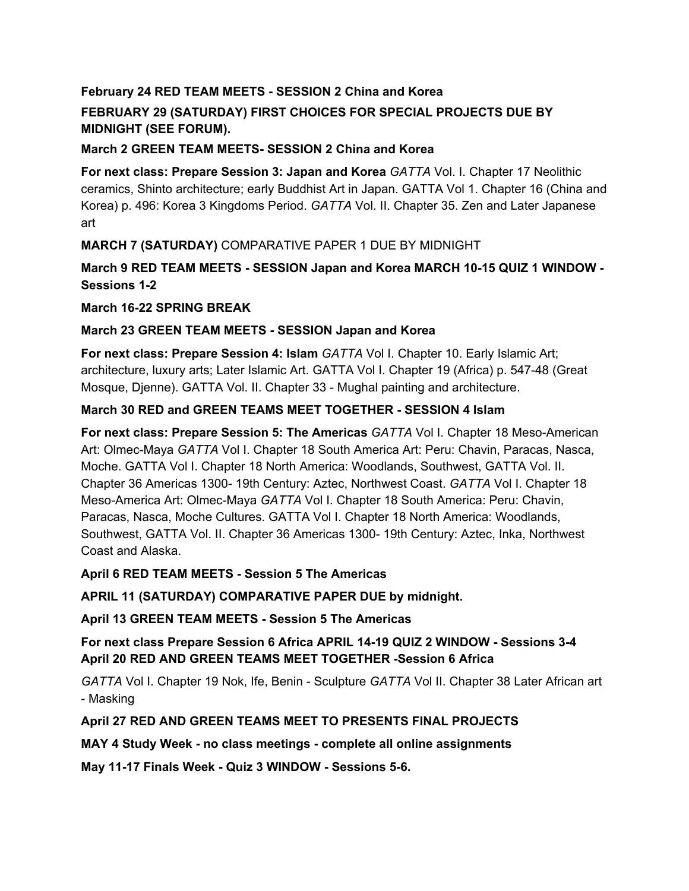**February 24 RED TEAM MEETS - SESSION 2 China and Korea**

**FEBRUARY 29 (SATURDAY) FIRST CHOICES FOR SPECIAL PROJECTS DUE BY MIDNIGHT (SEE FORUM).**

**March 2 GREEN TEAM MEETS- SESSION 2 China and Korea**

**For next class: Prepare Session 3: Japan and Korea** *GATTA* Vol. I. Chapter 17 Neolithic ceramics, Shinto architecture; early Buddhist Art in Japan. GATTA Vol 1. Chapter 16 (China and Korea) p. 496: Korea 3 Kingdoms Period. *GATTA* Vol. II. Chapter 35. Zen and Later Japanese art

**MARCH 7 (SATURDAY)** COMPARATIVE PAPER 1 DUE BY MIDNIGHT

**March 9 RED TEAM MEETS - SESSION Japan and Korea MARCH 10-15 QUIZ 1 WINDOW - Sessions 1-2**

**March 16-22 SPRING BREAK**

**March 23 GREEN TEAM MEETS - SESSION Japan and Korea**

**For next class: Prepare Session 4: Islam** *GATTA* Vol I. Chapter 10. Early Islamic Art; architecture, luxury arts; Later Islamic Art. GATTA Vol I. Chapter 19 (Africa) p. 547-48 (Great Mosque, Djenne). GATTA Vol. II. Chapter 33 - Mughal painting and architecture.

**March 30 RED and GREEN TEAMS MEET TOGETHER - SESSION 4 Islam**

**For next class: Prepare Session 5: The Americas** *GATTA* Vol I. Chapter 18 Meso-American Art: Olmec-Maya *GATTA* Vol I. Chapter 18 South America Art: Peru: Chavin, Paracas, Nasca, Moche. GATTA Vol I. Chapter 18 North America: Woodlands, Southwest, GATTA Vol. II. Chapter 36 Americas 1300- 19th Century: Aztec, Northwest Coast. *GATTA* Vol I. Chapter 18 Meso-America Art: Olmec-Maya *GATTA* Vol I. Chapter 18 South America: Peru: Chavin, Paracas, Nasca, Moche Cultures. GATTA Vol I. Chapter 18 North America: Woodlands, Southwest, GATTA Vol. II. Chapter 36 Americas 1300- 19th Century: Aztec, Inka, Northwest Coast and Alaska.

**April 6 RED TEAM MEETS - Session 5 The Americas**

**APRIL 11 (SATURDAY) COMPARATIVE PAPER DUE by midnight.**

**April 13 GREEN TEAM MEETS - Session 5 The Americas**

**For next class Prepare Session 6 Africa APRIL 14-19 QUIZ 2 WINDOW - Sessions 3-4 April 20 RED AND GREEN TEAMS MEET TOGETHER -Session 6 Africa**

*GATTA* Vol I. Chapter 19 Nok, Ife, Benin - Sculpture *GATTA* Vol II. Chapter 38 Later African art - Masking

**April 27 RED AND GREEN TEAMS MEET TO PRESENTS FINAL PROJECTS**

**MAY 4 Study Week - no class meetings - complete all online assignments**

**May 11-17 Finals Week - Quiz 3 WINDOW - Sessions 5-6.**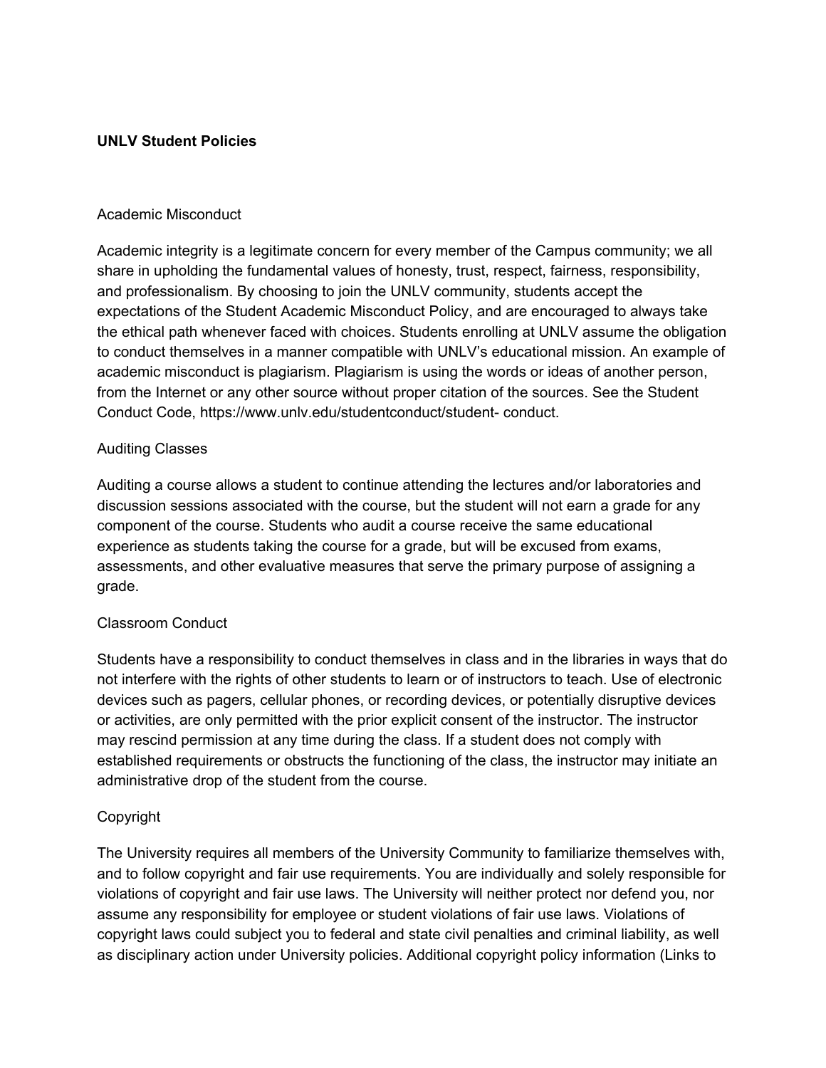**UNLV Student Policies**

## Academic Misconduct

Academic integrity is a legitimate concern for every member of the Campus community; we all share in upholding the fundamental values of honesty, trust, respect, fairness, responsibility, and professionalism. By choosing to join the UNLV community, students accept the expectations of the Student Academic Misconduct Policy, and are encouraged to always take the ethical path whenever faced with choices. Students enrolling at UNLV assume the obligation to conduct themselves in a manner compatible with UNLV's educational mission. An example of academic misconduct is plagiarism. Plagiarism is using the words or ideas of another person, from the Internet or any other source without proper citation of the sources. See the Student Conduct Code, https://www.unlv.edu/studentconduct/student- conduct.

## Auditing Classes

Auditing a course allows a student to continue attending the lectures and/or laboratories and discussion sessions associated with the course, but the student will not earn a grade for any component of the course. Students who audit a course receive the same educational experience as students taking the course for a grade, but will be excused from exams, assessments, and other evaluative measures that serve the primary purpose of assigning a grade.

## Classroom Conduct

Students have a responsibility to conduct themselves in class and in the libraries in ways that do not interfere with the rights of other students to learn or of instructors to teach. Use of electronic devices such as pagers, cellular phones, or recording devices, or potentially disruptive devices or activities, are only permitted with the prior explicit consent of the instructor. The instructor may rescind permission at any time during the class. If a student does not comply with established requirements or obstructs the functioning of the class, the instructor may initiate an administrative drop of the student from the course.

## Copyright

The University requires all members of the University Community to familiarize themselves with, and to follow copyright and fair use requirements. You are individually and solely responsible for violations of copyright and fair use laws. The University will neither protect nor defend you, nor assume any responsibility for employee or student violations of fair use laws. Violations of copyright laws could subject you to federal and state civil penalties and criminal liability, as well as disciplinary action under University policies. Additional copyright policy information (Links to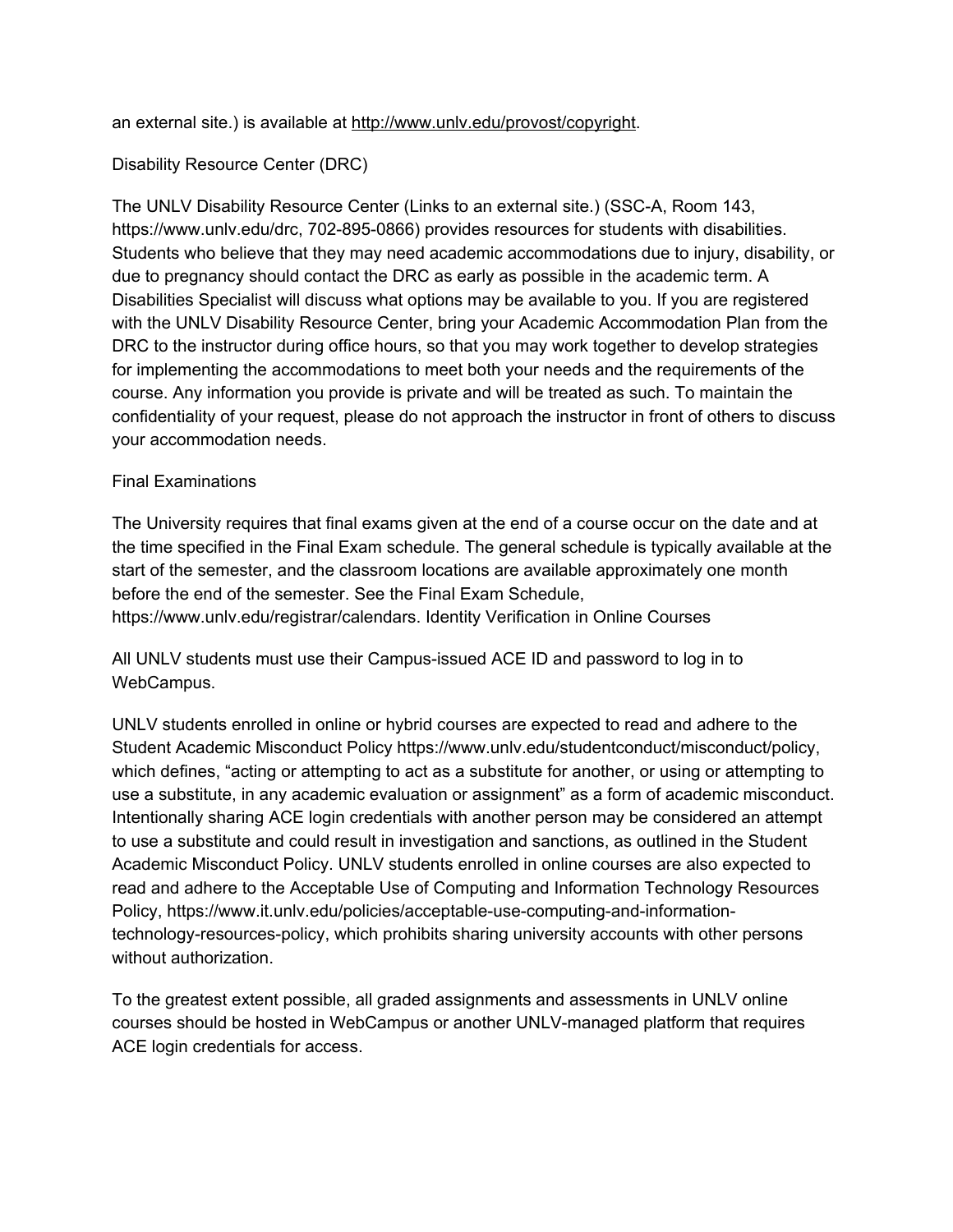an external site.) is available at http://www.unlv.edu/provost/copyright.

## Disability Resource Center (DRC)

The UNLV Disability Resource Center (Links to an external site.) (SSC-A, Room 143, https://www.unlv.edu/drc, 702-895-0866) provides resources for students with disabilities. Students who believe that they may need academic accommodations due to injury, disability, or due to pregnancy should contact the DRC as early as possible in the academic term. A Disabilities Specialist will discuss what options may be available to you. If you are registered with the UNLV Disability Resource Center, bring your Academic Accommodation Plan from the DRC to the instructor during office hours, so that you may work together to develop strategies for implementing the accommodations to meet both your needs and the requirements of the course. Any information you provide is private and will be treated as such. To maintain the confidentiality of your request, please do not approach the instructor in front of others to discuss your accommodation needs.

## Final Examinations

The University requires that final exams given at the end of a course occur on the date and at the time specified in the Final Exam schedule. The general schedule is typically available at the start of the semester, and the classroom locations are available approximately one month before the end of the semester. See the Final Exam Schedule, https://www.unlv.edu/registrar/calendars. Identity Verification in Online Courses

All UNLV students must use their Campus-issued ACE ID and password to log in to WebCampus.

UNLV students enrolled in online or hybrid courses are expected to read and adhere to the Student Academic Misconduct Policy https://www.unlv.edu/studentconduct/misconduct/policy, which defines, “acting or attempting to act as a substitute for another, or using or attempting to use a substitute, in any academic evaluation or assignment” as a form of academic misconduct. Intentionally sharing ACE login credentials with another person may be considered an attempt to use a substitute and could result in investigation and sanctions, as outlined in the Student Academic Misconduct Policy. UNLV students enrolled in online courses are also expected to read and adhere to the Acceptable Use of Computing and Information Technology Resources Policy, https://www.it.unlv.edu/policies/acceptable-use-computing-and-information-technology-resources-policy, which prohibits sharing university accounts with other persons without authorization.

To the greatest extent possible, all graded assignments and assessments in UNLV online courses should be hosted in WebCampus or another UNLV-managed platform that requires ACE login credentials for access.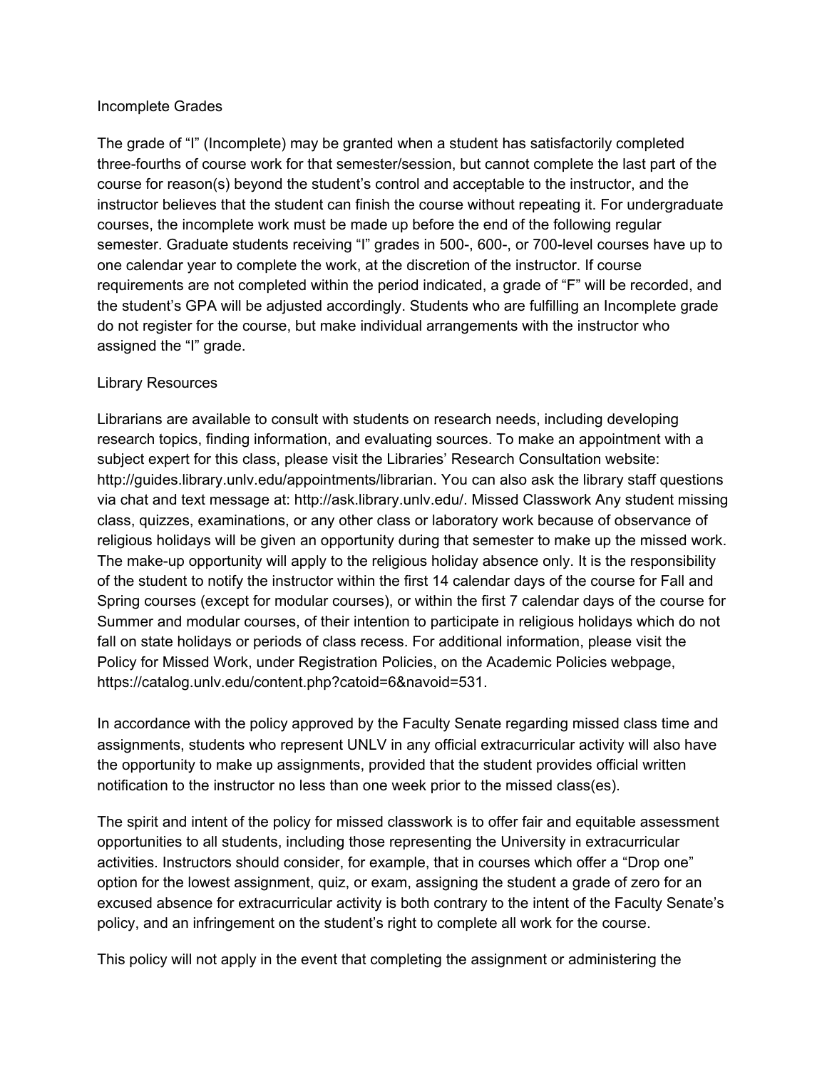## Incomplete Grades

The grade of "I" (Incomplete) may be granted when a student has satisfactorily completed three-fourths of course work for that semester/session, but cannot complete the last part of the course for reason(s) beyond the student's control and acceptable to the instructor, and the instructor believes that the student can finish the course without repeating it. For undergraduate courses, the incomplete work must be made up before the end of the following regular semester. Graduate students receiving "I" grades in 500-, 600-, or 700-level courses have up to one calendar year to complete the work, at the discretion of the instructor. If course requirements are not completed within the period indicated, a grade of "F" will be recorded, and the student's GPA will be adjusted accordingly. Students who are fulfilling an Incomplete grade do not register for the course, but make individual arrangements with the instructor who assigned the "I" grade.

## Library Resources

Librarians are available to consult with students on research needs, including developing research topics, finding information, and evaluating sources. To make an appointment with a subject expert for this class, please visit the Libraries' Research Consultation website: http://guides.library.unlv.edu/appointments/librarian. You can also ask the library staff questions via chat and text message at: http://ask.library.unlv.edu/. Missed Classwork Any student missing class, quizzes, examinations, or any other class or laboratory work because of observance of religious holidays will be given an opportunity during that semester to make up the missed work. The make-up opportunity will apply to the religious holiday absence only. It is the responsibility of the student to notify the instructor within the first 14 calendar days of the course for Fall and Spring courses (except for modular courses), or within the first 7 calendar days of the course for Summer and modular courses, of their intention to participate in religious holidays which do not fall on state holidays or periods of class recess. For additional information, please visit the Policy for Missed Work, under Registration Policies, on the Academic Policies webpage, https://catalog.unlv.edu/content.php?catoid=6&navoid=531.

In accordance with the policy approved by the Faculty Senate regarding missed class time and assignments, students who represent UNLV in any official extracurricular activity will also have the opportunity to make up assignments, provided that the student provides official written notification to the instructor no less than one week prior to the missed class(es).

The spirit and intent of the policy for missed classwork is to offer fair and equitable assessment opportunities to all students, including those representing the University in extracurricular activities. Instructors should consider, for example, that in courses which offer a "Drop one" option for the lowest assignment, quiz, or exam, assigning the student a grade of zero for an excused absence for extracurricular activity is both contrary to the intent of the Faculty Senate's policy, and an infringement on the student's right to complete all work for the course.

This policy will not apply in the event that completing the assignment or administering the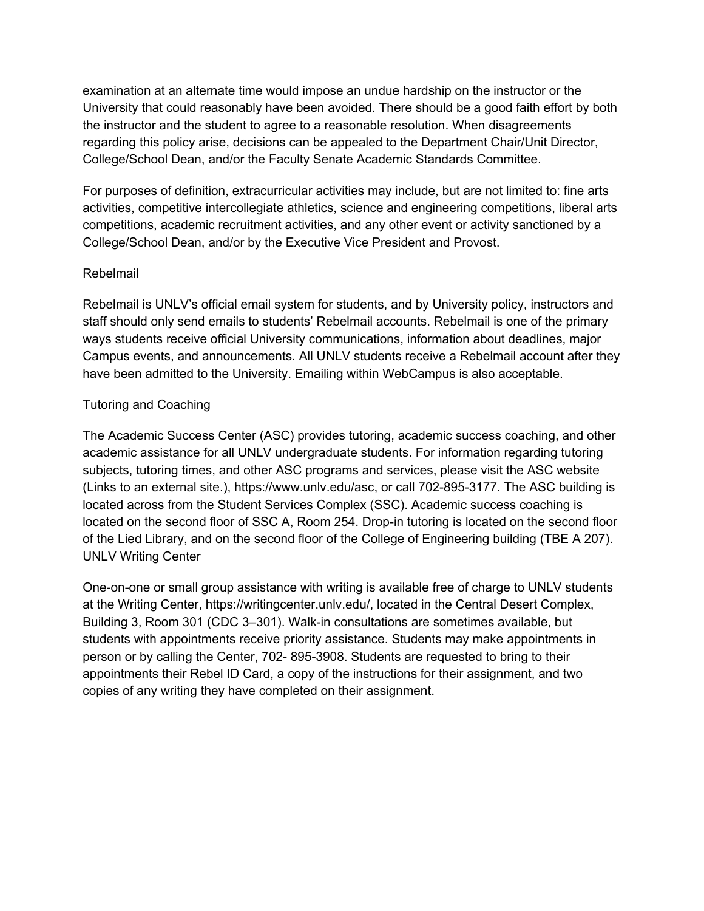examination at an alternate time would impose an undue hardship on the instructor or the University that could reasonably have been avoided. There should be a good faith effort by both the instructor and the student to agree to a reasonable resolution. When disagreements regarding this policy arise, decisions can be appealed to the Department Chair/Unit Director, College/School Dean, and/or the Faculty Senate Academic Standards Committee.

For purposes of definition, extracurricular activities may include, but are not limited to: fine arts activities, competitive intercollegiate athletics, science and engineering competitions, liberal arts competitions, academic recruitment activities, and any other event or activity sanctioned by a College/School Dean, and/or by the Executive Vice President and Provost.

## Rebelmail

Rebelmail is UNLV's official email system for students, and by University policy, instructors and staff should only send emails to students' Rebelmail accounts. Rebelmail is one of the primary ways students receive official University communications, information about deadlines, major Campus events, and announcements. All UNLV students receive a Rebelmail account after they have been admitted to the University. Emailing within WebCampus is also acceptable.

## Tutoring and Coaching

The Academic Success Center (ASC) provides tutoring, academic success coaching, and other academic assistance for all UNLV undergraduate students. For information regarding tutoring subjects, tutoring times, and other ASC programs and services, please visit the ASC website (Links to an external site.), https://www.unlv.edu/asc, or call 702-895-3177. The ASC building is located across from the Student Services Complex (SSC). Academic success coaching is located on the second floor of SSC A, Room 254. Drop-in tutoring is located on the second floor of the Lied Library, and on the second floor of the College of Engineering building (TBE A 207).

## UNLV Writing Center

One-on-one or small group assistance with writing is available free of charge to UNLV students at the Writing Center, https://writingcenter.unlv.edu/, located in the Central Desert Complex, Building 3, Room 301 (CDC 3–301). Walk-in consultations are sometimes available, but students with appointments receive priority assistance. Students may make appointments in person or by calling the Center, 702- 895-3908. Students are requested to bring to their appointments their Rebel ID Card, a copy of the instructions for their assignment, and two copies of any writing they have completed on their assignment.